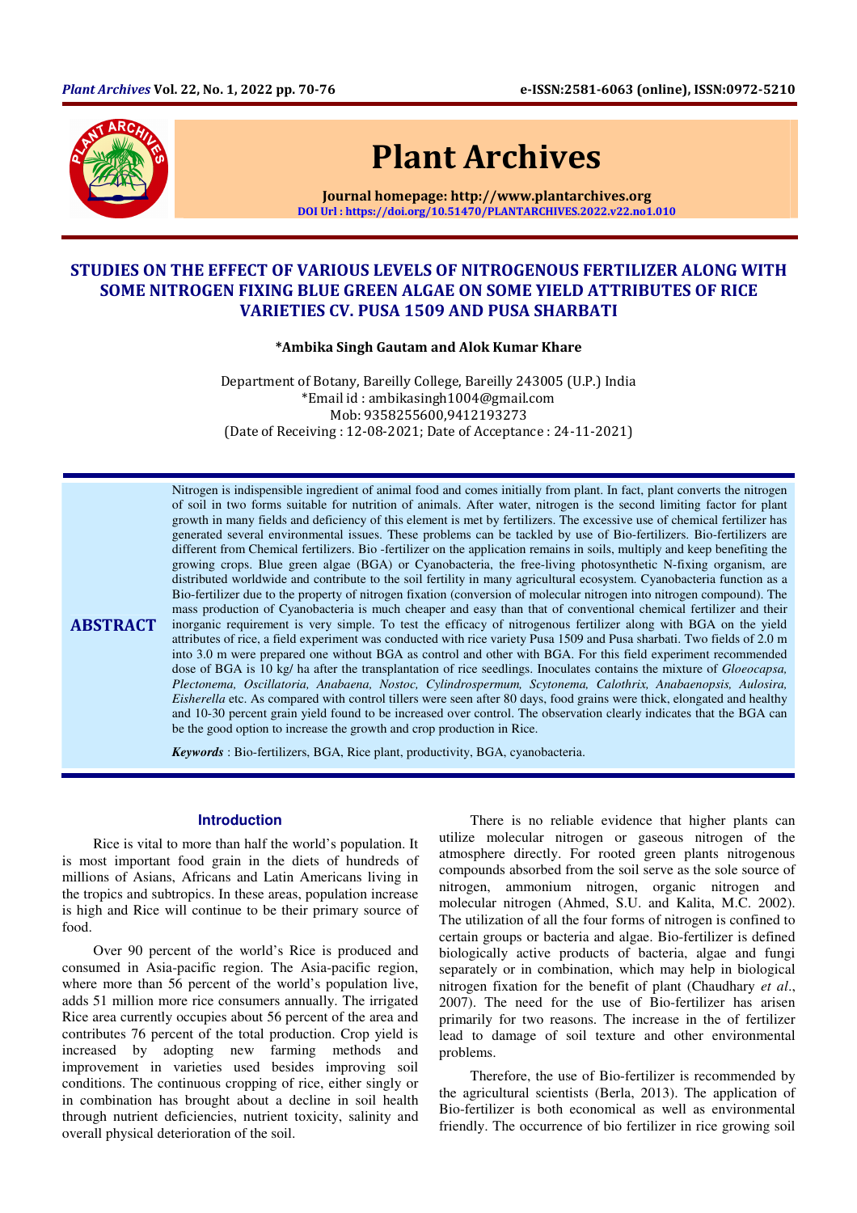# Plant Archives

Journal homepage: http://www.plantarchives.org
DOI Url : https://doi.org/10.51470/PLANTARCHIVES.2022.v22.no1.010

## STUDIES ON THE EFFECT OF VARIOUS LEVELS OF NITROGENOUS FERTILIZER ALONG WITH SOME NITROGEN FIXING BLUE GREEN ALGAE ON SOME YIELD ATTRIBUTES OF RICE VARIETIES CV. PUSA 1509 AND PUSA SHARBATI

**\*Ambika Singh Gautam and Alok Kumar Khare**

Department of Botany, Bareilly College, Bareilly 243005 (U.P.) India
\*Email id : ambikasingh1004@gmail.com
Mob: 9358255600,9412193273
(Date of Receiving : 12-08-2021; Date of Acceptance : 24-11-2021)

**ABSTRACT**

Nitrogen is indispensible ingredient of animal food and comes initially from plant. In fact, plant converts the nitrogen of soil in two forms suitable for nutrition of animals. After water, nitrogen is the second limiting factor for plant growth in many fields and deficiency of this element is met by fertilizers. The excessive use of chemical fertilizer has generated several environmental issues. These problems can be tackled by use of Bio-fertilizers. Bio-fertilizers are different from Chemical fertilizers. Bio -fertilizer on the application remains in soils, multiply and keep benefiting the growing crops. Blue green algae (BGA) or Cyanobacteria, the free-living photosynthetic N-fixing organism, are distributed worldwide and contribute to the soil fertility in many agricultural ecosystem. Cyanobacteria function as a Bio-fertilizer due to the property of nitrogen fixation (conversion of molecular nitrogen into nitrogen compound). The mass production of Cyanobacteria is much cheaper and easy than that of conventional chemical fertilizer and their inorganic requirement is very simple. To test the efficacy of nitrogenous fertilizer along with BGA on the yield attributes of rice, a field experiment was conducted with rice variety Pusa 1509 and Pusa sharbati. Two fields of 2.0 m into 3.0 m were prepared one without BGA as control and other with BGA. For this field experiment recommended dose of BGA is 10 kg/ ha after the transplantation of rice seedlings. Inoculates contains the mixture of *Gloeocapsa, Plectonema, Oscillatoria, Anabaena, Nostoc, Cylindrospermum, Scytonema, Calothrix, Anabaenopsis, Aulosira, Eisherella* etc. As compared with control tillers were seen after 80 days, food grains were thick, elongated and healthy and 10-30 percent grain yield found to be increased over control. The observation clearly indicates that the BGA can be the good option to increase the growth and crop production in Rice.

***Keywords*** : Bio-fertilizers, BGA, Rice plant, productivity, BGA, cyanobacteria.

### Introduction

Rice is vital to more than half the world's population. It is most important food grain in the diets of hundreds of millions of Asians, Africans and Latin Americans living in the tropics and subtropics. In these areas, population increase is high and Rice will continue to be their primary source of food.

Over 90 percent of the world's Rice is produced and consumed in Asia-pacific region. The Asia-pacific region, where more than 56 percent of the world's population live, adds 51 million more rice consumers annually. The irrigated Rice area currently occupies about 56 percent of the area and contributes 76 percent of the total production. Crop yield is increased by adopting new farming methods and improvement in varieties used besides improving soil conditions. The continuous cropping of rice, either singly or in combination has brought about a decline in soil health through nutrient deficiencies, nutrient toxicity, salinity and overall physical deterioration of the soil.

There is no reliable evidence that higher plants can utilize molecular nitrogen or gaseous nitrogen of the atmosphere directly. For rooted green plants nitrogenous compounds absorbed from the soil serve as the sole source of nitrogen, ammonium nitrogen, organic nitrogen and molecular nitrogen (Ahmed, S.U. and Kalita, M.C. 2002). The utilization of all the four forms of nitrogen is confined to certain groups or bacteria and algae. Bio-fertilizer is defined biologically active products of bacteria, algae and fungi separately or in combination, which may help in biological nitrogen fixation for the benefit of plant (Chaudhary *et al*., 2007). The need for the use of Bio-fertilizer has arisen primarily for two reasons. The increase in the of fertilizer lead to damage of soil texture and other environmental problems.

Therefore, the use of Bio-fertilizer is recommended by the agricultural scientists (Berla, 2013). The application of Bio-fertilizer is both economical as well as environmental friendly. The occurrence of bio fertilizer in rice growing soil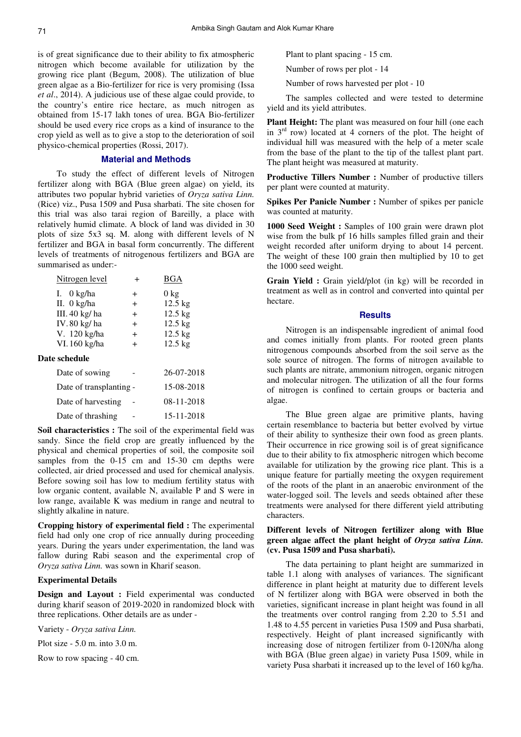is of great significance due to their ability to fix atmospheric nitrogen which become available for utilization by the growing rice plant (Begum, 2008). The utilization of blue green algae as a Bio-fertilizer for rice is very promising (Issa *et al*., 2014). A judicious use of these algae could provide, to the country's entire rice hectare, as much nitrogen as obtained from 15-17 lakh tones of urea. BGA Bio-fertilizer should be used every rice crops as a kind of insurance to the crop yield as well as to give a stop to the deterioration of soil physico-chemical properties (Rossi, 2017).

## Material and Methods

To study the effect of different levels of Nitrogen fertilizer along with BGA (Blue green algae) on yield, its attributes two popular hybrid varieties of *Oryza sativa Linn.* (Rice) viz., Pusa 1509 and Pusa sharbati. The site chosen for this trial was also tarai region of Bareilly, a place with relatively humid climate. A block of land was divided in 30 plots of size 5x3 sq. M. along with different levels of N fertilizer and BGA in basal form concurrently. The different levels of treatments of nitrogenous fertilizers and BGA are summarised as under:-

| Nitrogen level | + | BGA |
|---|---|---|
| I. 0 kg/ha | + | 0 kg |
| II. 0 kg/ha | + | 12.5 kg |
| III. 40 kg/ ha | + | 12.5 kg |
| IV. 80 kg/ ha | + | 12.5 kg |
| V. 120 kg/ha | + | 12.5 kg |
| VI. 160 kg/ha | + | 12.5 kg |

**Date schedule**

| | | |
|---|---|---|
| Date of sowing | - | 26-07-2018 |
| Date of transplanting | - | 15-08-2018 |
| Date of harvesting | - | 08-11-2018 |
| Date of thrashing | - | 15-11-2018 |

**Soil characteristics :** The soil of the experimental field was sandy. Since the field crop are greatly influenced by the physical and chemical properties of soil, the composite soil samples from the 0-15 cm and 15-30 cm depths were collected, air dried processed and used for chemical analysis. Before sowing soil has low to medium fertility status with low organic content, available N, available P and S were in low range, available K was medium in range and neutral to slightly alkaline in nature.

**Cropping history of experimental field :** The experimental field had only one crop of rice annually during proceeding years. During the years under experimentation, the land was fallow during Rabi season and the experimental crop of *Oryza sativa Linn.* was sown in Kharif season.

**Experimental Details**

**Design and Layout :** Field experimental was conducted during kharif season of 2019-2020 in randomized block with three replications. Other details are as under -

Variety - *Oryza sativa Linn.*

Plot size - 5.0 m. into 3.0 m.

Row to row spacing - 40 cm.

Plant to plant spacing - 15 cm.

Number of rows per plot - 14

Number of rows harvested per plot - 10

The samples collected and were tested to determine yield and its yield attributes.

**Plant Height:** The plant was measured on four hill (one each in 3rd row) located at 4 corners of the plot. The height of individual hill was measured with the help of a meter scale from the base of the plant to the tip of the tallest plant part. The plant height was measured at maturity.

**Productive Tillers Number :** Number of productive tillers per plant were counted at maturity.

**Spikes Per Panicle Number :** Number of spikes per panicle was counted at maturity.

**1000 Seed Weight :** Samples of 100 grain were drawn plot wise from the bulk pf 16 hills samples filled grain and their weight recorded after uniform drying to about 14 percent. The weight of these 100 grain then multiplied by 10 to get the 1000 seed weight.

**Grain Yield :** Grain yield/plot (in kg) will be recorded in treatment as well as in control and converted into quintal per hectare.

## Results

Nitrogen is an indispensable ingredient of animal food and comes initially from plants. For rooted green plants nitrogenous compounds absorbed from the soil serve as the sole source of nitrogen. The forms of nitrogen available to such plants are nitrate, ammonium nitrogen, organic nitrogen and molecular nitrogen. The utilization of all the four forms of nitrogen is confined to certain groups or bacteria and algae.

The Blue green algae are primitive plants, having certain resemblance to bacteria but better evolved by virtue of their ability to synthesize their own food as green plants. Their occurrence in rice growing soil is of great significance due to their ability to fix atmospheric nitrogen which become available for utilization by the growing rice plant. This is a unique feature for partially meeting the oxygen requirement of the roots of the plant in an anaerobic environment of the water-logged soil. The levels and seeds obtained after these treatments were analysed for there different yield attributing characters.

### Different levels of Nitrogen fertilizer along with Blue green algae affect the plant height of *Oryza sativa Linn.* (cv. Pusa 1509 and Pusa sharbati).

The data pertaining to plant height are summarized in table 1.1 along with analyses of variances. The significant difference in plant height at maturity due to different levels of N fertilizer along with BGA were observed in both the varieties, significant increase in plant height was found in all the treatments over control ranging from 2.20 to 5.51 and 1.48 to 4.55 percent in varieties Pusa 1509 and Pusa sharbati, respectively. Height of plant increased significantly with increasing dose of nitrogen fertilizer from 0-120N/ha along with BGA (Blue green algae) in variety Pusa 1509, while in variety Pusa sharbati it increased up to the level of 160 kg/ha.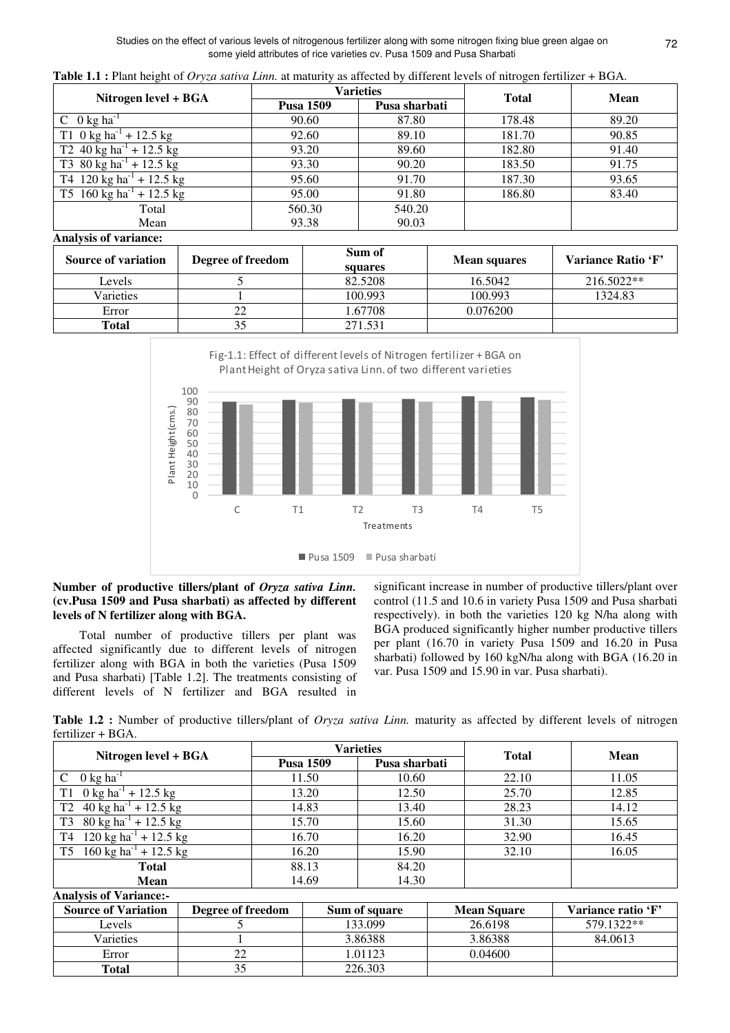**Table 1.1 :** Plant height of *Oryza sativa Linn.* at maturity as affected by different levels of nitrogen fertilizer + BGA.

| Nitrogen level + BGA | Varieties | | Total | Mean |
|---|---|---|---|---|
| | Pusa 1509 | Pusa sharbati | | |
| C 0 kg ha$^{-1}$ | 90.60 | 87.80 | 178.48 | 89.20 |
| T1 0 kg ha$^{-1}$ + 12.5 kg | 92.60 | 89.10 | 181.70 | 90.85 |
| T2 40 kg ha$^{-1}$ + 12.5 kg | 93.20 | 89.60 | 182.80 | 91.40 |
| T3 80 kg ha$^{-1}$ + 12.5 kg | 93.30 | 90.20 | 183.50 | 91.75 |
| T4 120 kg ha$^{-1}$ + 12.5 kg | 95.60 | 91.70 | 187.30 | 93.65 |
| T5 160 kg ha$^{-1}$ + 12.5 kg | 95.00 | 91.80 | 186.80 | 83.40 |
| Total | 560.30 | 540.20 | | |
| Mean | 93.38 | 90.03 | | |

**Analysis of variance:**

| Source of variation | Degree of freedom | Sum of squares | Mean squares | Variance Ratio 'F' |
|---|---|---|---|---|
| Levels | 5 | 82.5208 | 16.5042 | 216.5022** |
| Varieties | 1 | 100.993 | 100.993 | 1324.83 |
| Error | 22 | 1.67708 | 0.076200 | |
| **Total** | 35 | 271.531 | | |

Fig-1.1: Effect of different levels of Nitrogen fertilizer + BGA on Plant Height of Oryza sativa Linn. of two different varieties

Plant Height (cms.)

100
90
80
70
60
50
40
30
20
10
0

C T1 T2 T3 T4 T5

Treatments

Pusa 1509 Pusa sharbati

**Number of productive tillers/plant of *Oryza sativa Linn.* (cv.Pusa 1509 and Pusa sharbati) as affected by different levels of N fertilizer along with BGA.**

Total number of productive tillers per plant was affected significantly due to different levels of nitrogen fertilizer along with BGA in both the varieties (Pusa 1509 and Pusa sharbati) [Table 1.2]. The treatments consisting of different levels of N fertilizer and BGA resulted in significant increase in number of productive tillers/plant over control (11.5 and 10.6 in variety Pusa 1509 and Pusa sharbati respectively). in both the varieties 120 kg N/ha along with BGA produced significantly higher number productive tillers per plant (16.70 in variety Pusa 1509 and 16.20 in Pusa sharbati) followed by 160 kgN/ha along with BGA (16.20 in var. Pusa 1509 and 15.90 in var. Pusa sharbati).

**Table 1.2 :** Number of productive tillers/plant of *Oryza sativa Linn.* maturity as affected by different levels of nitrogen fertilizer + BGA.

| Nitrogen level + BGA | Varieties | | Total | Mean |
|---|---|---|---|---|
| | Pusa 1509 | Pusa sharbati | | |
| C 0 kg ha$^{-1}$ | 11.50 | 10.60 | 22.10 | 11.05 |
| T1 0 kg ha$^{-1}$ + 12.5 kg | 13.20 | 12.50 | 25.70 | 12.85 |
| T2 40 kg ha$^{-1}$ + 12.5 kg | 14.83 | 13.40 | 28.23 | 14.12 |
| T3 80 kg ha$^{-1}$ + 12.5 kg | 15.70 | 15.60 | 31.30 | 15.65 |
| T4 120 kg ha$^{-1}$ + 12.5 kg | 16.70 | 16.20 | 32.90 | 16.45 |
| T5 160 kg ha$^{-1}$ + 12.5 kg | 16.20 | 15.90 | 32.10 | 16.05 |
| **Total** | 88.13 | 84.20 | | |
| **Mean** | 14.69 | 14.30 | | |

**Analysis of Variance:-**

| Source of Variation | Degree of freedom | Sum of square | Mean Square | Variance ratio 'F' |
|---|---|---|---|---|
| Levels | 5 | 133.099 | 26.6198 | 579.1322** |
| Varieties | 1 | 3.86388 | 3.86388 | 84.0613 |
| Error | 22 | 1.01123 | 0.04600 | |
| **Total** | 35 | 226.303 | | |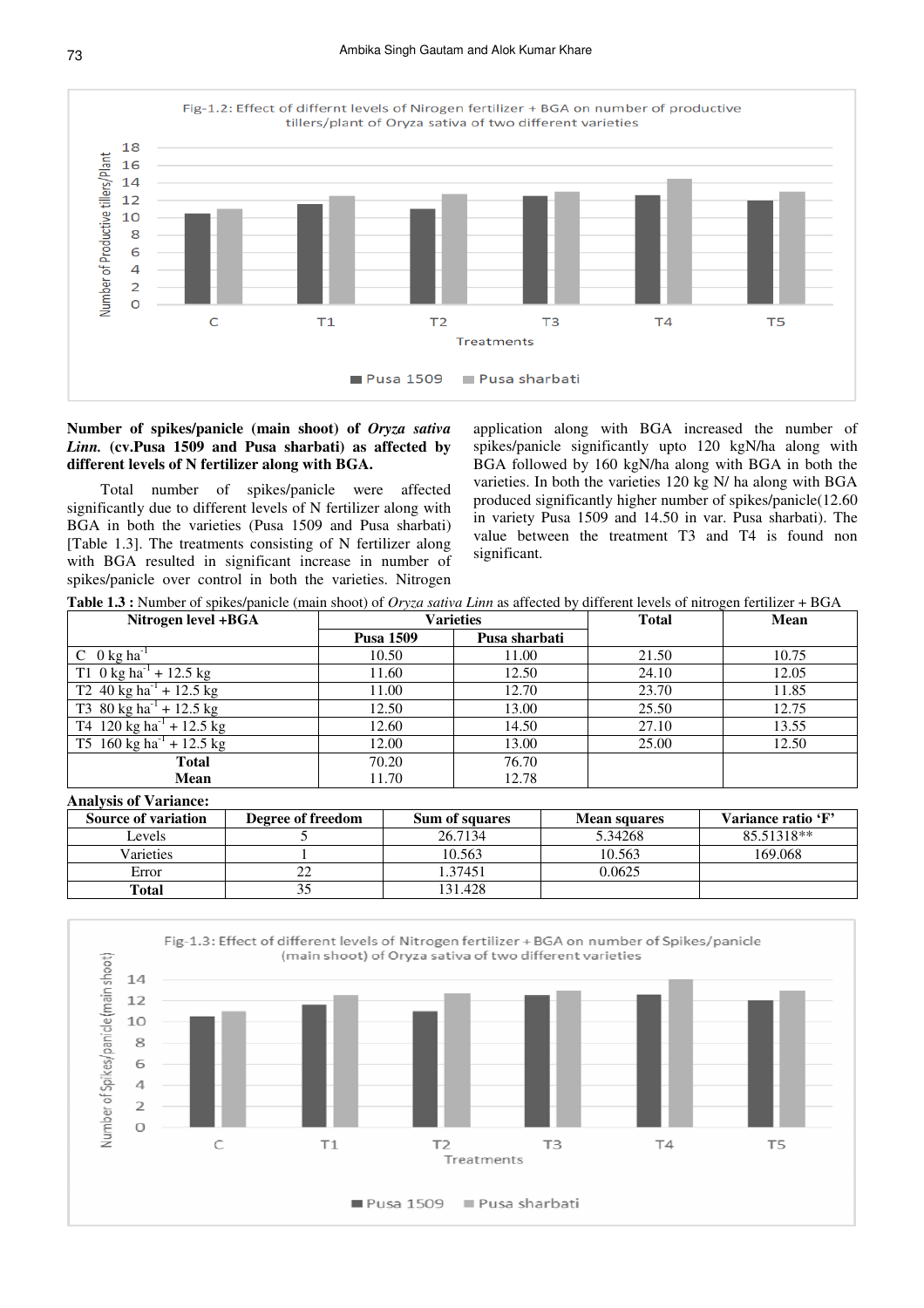Fig-1.2: Effect of differnt levels of Nirogen fertilizer + BGA on number of productive tillers/plant of Oryza sativa of two different varieties

Number of Productive tillers/Plant

18
16
14
12
10
8
6
4
2
0

C T1 T2 T3 T4 T5

Treatments

Pusa 1509 Pusa sharbati

**Number of spikes/panicle (main shoot) of *Oryza sativa Linn.* (cv.Pusa 1509 and Pusa sharbati) as affected by different levels of N fertilizer along with BGA.**

Total number of spikes/panicle were affected significantly due to different levels of N fertilizer along with BGA in both the varieties (Pusa 1509 and Pusa sharbati) [Table 1.3]. The treatments consisting of N fertilizer along with BGA resulted in significant increase in number of spikes/panicle over control in both the varieties. Nitrogen application along with BGA increased the number of spikes/panicle significantly upto 120 kgN/ha along with BGA followed by 160 kgN/ha along with BGA in both the varieties. In both the varieties 120 kg N/ ha along with BGA produced significantly higher number of spikes/panicle(12.60 in variety Pusa 1509 and 14.50 in var. Pusa sharbati). The value between the treatment T3 and T4 is found non significant.

**Table 1.3 :** Number of spikes/panicle (main shoot) of *Oryza sativa Linn* as affected by different levels of nitrogen fertilizer + BGA

| Nitrogen level +BGA | Varieties | | Total | Mean |
|---|---|---|---|---|
| | Pusa 1509 | Pusa sharbati | | |
| C 0 kg ha$^{-1}$ | 10.50 | 11.00 | 21.50 | 10.75 |
| T1 0 kg ha$^{-1}$ + 12.5 kg | 11.60 | 12.50 | 24.10 | 12.05 |
| T2 40 kg ha$^{-1}$ + 12.5 kg | 11.00 | 12.70 | 23.70 | 11.85 |
| T3 80 kg ha$^{-1}$ + 12.5 kg | 12.50 | 13.00 | 25.50 | 12.75 |
| T4 120 kg ha$^{-1}$ + 12.5 kg | 12.60 | 14.50 | 27.10 | 13.55 |
| T5 160 kg ha$^{-1}$ + 12.5 kg | 12.00 | 13.00 | 25.00 | 12.50 |
| **Total** | 70.20 | 76.70 | | |
| **Mean** | 11.70 | 12.78 | | |

**Analysis of Variance:**

| Source of variation | Degree of freedom | Sum of squares | Mean squares | Variance ratio 'F' |
|---|---|---|---|---|
| Levels | 5 | 26.7134 | 5.34268 | 85.51318** |
| Varieties | 1 | 10.563 | 10.563 | 169.068 |
| Error | 22 | 1.37451 | 0.0625 | |
| **Total** | 35 | 131.428 | | |

Fig-1.3: Effect of different levels of Nitrogen fertilizer + BGA on number of Spikes/panicle (main shoot) of Oryza sativa of two different varieties

Number of Spikes/panicle (main shoot)

14
12
10
8
6
4
2
0

C T1 T2 T3 T4 T5

Treatments

Pusa 1509 Pusa sharbati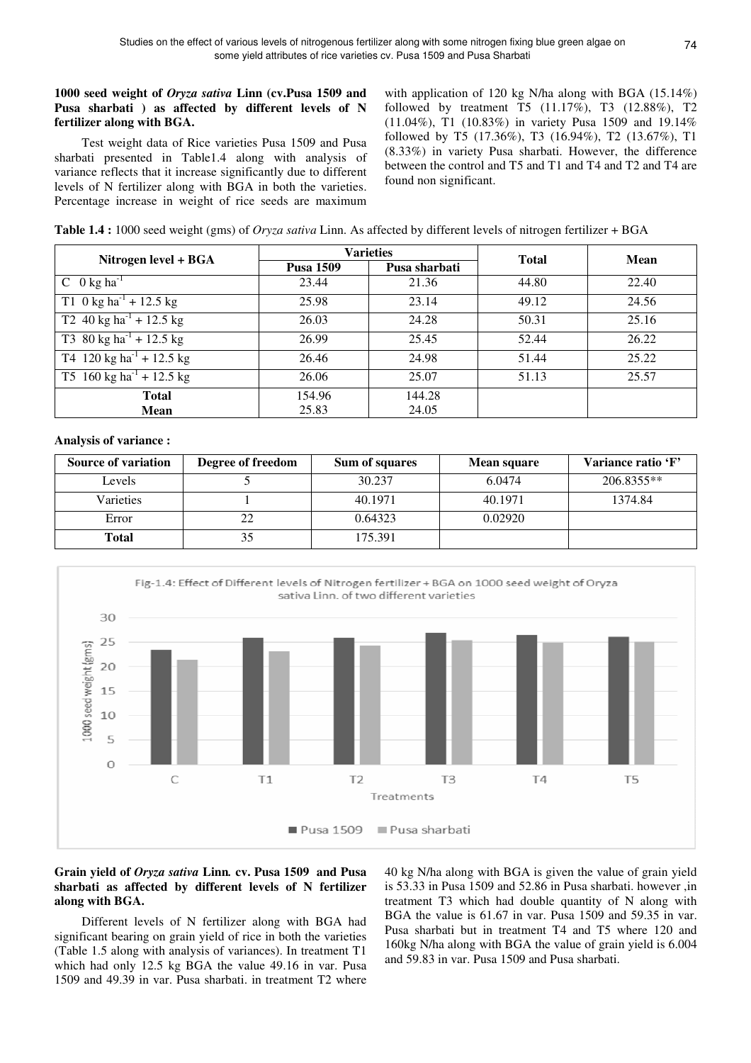**1000 seed weight of *Oryza sativa* Linn (cv.Pusa 1509 and Pusa sharbati ) as affected by different levels of N fertilizer along with BGA.**

Test weight data of Rice varieties Pusa 1509 and Pusa sharbati presented in Table1.4 along with analysis of variance reflects that it increase significantly due to different levels of N fertilizer along with BGA in both the varieties. Percentage increase in weight of rice seeds are maximum with application of 120 kg N/ha along with BGA (15.14%) followed by treatment T5 (11.17%), T3 (12.88%), T2 (11.04%), T1 (10.83%) in variety Pusa 1509 and 19.14% followed by T5 (17.36%), T3 (16.94%), T2 (13.67%), T1 (8.33%) in variety Pusa sharbati. However, the difference between the control and T5 and T1 and T4 and T2 and T4 are found non significant.

**Table 1.4 :** 1000 seed weight (gms) of *Oryza sativa* Linn. As affected by different levels of nitrogen fertilizer + BGA

| Nitrogen level + BGA | Varieties | | Total | Mean |
|---|---|---|---|---|
| | Pusa 1509 | Pusa sharbati | | |
| C 0 kg ha$^{-1}$ | 23.44 | 21.36 | 44.80 | 22.40 |
| T1 0 kg ha$^{-1}$ + 12.5 kg | 25.98 | 23.14 | 49.12 | 24.56 |
| T2 40 kg ha$^{-1}$ + 12.5 kg | 26.03 | 24.28 | 50.31 | 25.16 |
| T3 80 kg ha$^{-1}$ + 12.5 kg | 26.99 | 25.45 | 52.44 | 26.22 |
| T4 120 kg ha$^{-1}$ + 12.5 kg | 26.46 | 24.98 | 51.44 | 25.22 |
| T5 160 kg ha$^{-1}$ + 12.5 kg | 26.06 | 25.07 | 51.13 | 25.57 |
| **Total** | 154.96 | 144.28 | | |
| **Mean** | 25.83 | 24.05 | | |

**Analysis of variance :**

| Source of variation | Degree of freedom | Sum of squares | Mean square | Variance ratio 'F' |
|---|---|---|---|---|
| Levels | 5 | 30.237 | 6.0474 | 206.8355** |
| Varieties | 1 | 40.1971 | 40.1971 | 1374.84 |
| Error | 22 | 0.64323 | 0.02920 | |
| **Total** | 35 | 175.391 | | |

Fig-1.4: Effect of Different levels of Nitrogen fertilizer + BGA on 1000 seed weight of Oryza sativa Linn. of two different varieties

1000 seed weight (grms)

30
25
20
15
10
5
0

C T1 T2 T3 T4 T5

Treatments

Pusa 1509 Pusa sharbati

**Grain yield of *Oryza sativa* Linn. cv. Pusa 1509 and Pusa sharbati as affected by different levels of N fertilizer along with BGA.**

Different levels of N fertilizer along with BGA had significant bearing on grain yield of rice in both the varieties (Table 1.5 along with analysis of variances). In treatment T1 which had only 12.5 kg BGA the value 49.16 in var. Pusa 1509 and 49.39 in var. Pusa sharbati. in treatment T2 where 40 kg N/ha along with BGA is given the value of grain yield is 53.33 in Pusa 1509 and 52.86 in Pusa sharbati. however ,in treatment T3 which had double quantity of N along with BGA the value is 61.67 in var. Pusa 1509 and 59.35 in var. Pusa sharbati but in treatment T4 and T5 where 120 and 160kg N/ha along with BGA the value of grain yield is 6.004 and 59.83 in var. Pusa 1509 and Pusa sharbati.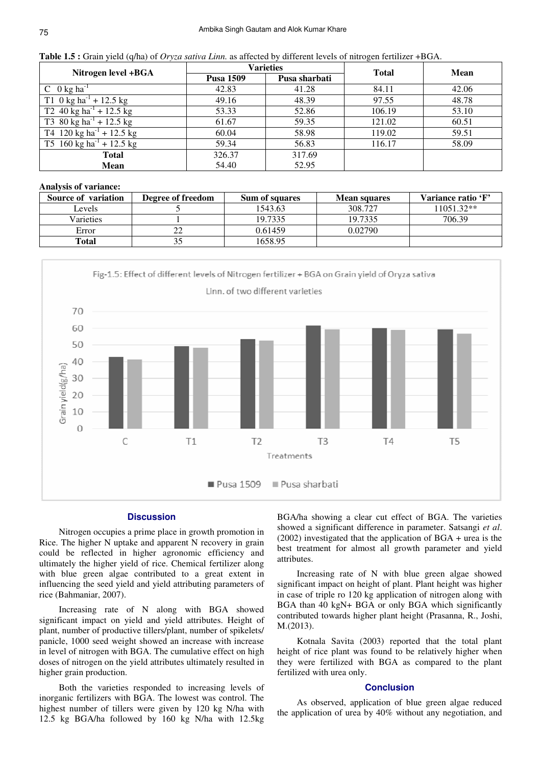**Table 1.5 :** Grain yield (q/ha) of *Oryza sativa Linn.* as affected by different levels of nitrogen fertilizer +BGA.

| Nitrogen level +BGA | Varieties | | Total | Mean |
|---|---|---|---|---|
| | Pusa 1509 | Pusa sharbati | | |
| C 0 kg ha$^{-1}$ | 42.83 | 41.28 | 84.11 | 42.06 |
| T1 0 kg ha$^{-1}$ + 12.5 kg | 49.16 | 48.39 | 97.55 | 48.78 |
| T2 40 kg ha$^{-1}$ + 12.5 kg | 53.33 | 52.86 | 106.19 | 53.10 |
| T3 80 kg ha$^{-1}$ + 12.5 kg | 61.67 | 59.35 | 121.02 | 60.51 |
| T4 120 kg ha$^{-1}$ + 12.5 kg | 60.04 | 58.98 | 119.02 | 59.51 |
| T5 160 kg ha$^{-1}$ + 12.5 kg | 59.34 | 56.83 | 116.17 | 58.09 |
| **Total** | 326.37 | 317.69 | | |
| **Mean** | 54.40 | 52.95 | | |

**Analysis of variance:**

| Source of variation | Degree of freedom | Sum of squares | Mean squares | Variance ratio 'F' |
|---|---|---|---|---|
| Levels | 5 | 1543.63 | 308.727 | 11051.32** |
| Varieties | 1 | 19.7335 | 19.7335 | 706.39 |
| Error | 22 | 0.61459 | 0.02790 | |
| **Total** | 35 | 1658.95 | | |

Fig-1.5: Effect of different levels of Nitrogen fertilizer + BGA on Grain yield of Oryza sativa Linn. of two different varieties

Grain yield(q/ha)

0
10
20
30
40
50
60
70

C
T1
T2
T3
T4
T5

Treatments

Pusa 1509
Pusa sharbati

## Discussion

Nitrogen occupies a prime place in growth promotion in Rice. The higher N uptake and apparent N recovery in grain could be reflected in higher agronomic efficiency and ultimately the higher yield of rice. Chemical fertilizer along with blue green algae contributed to a great extent in influencing the seed yield and yield attributing parameters of rice (Bahmaniar, 2007).

Increasing rate of N along with BGA showed significant impact on yield and yield attributes. Height of plant, number of productive tillers/plant, number of spikelets/ panicle, 1000 seed weight showed an increase with increase in level of nitrogen with BGA. The cumulative effect on high doses of nitrogen on the yield attributes ultimately resulted in higher grain production.

Both the varieties responded to increasing levels of inorganic fertilizers with BGA. The lowest was control. The highest number of tillers were given by 120 kg N/ha with 12.5 kg BGA/ha followed by 160 kg N/ha with 12.5kg BGA/ha showing a clear cut effect of BGA. The varieties showed a significant difference in parameter. Satsangi *et al*. (2002) investigated that the application of BGA + urea is the best treatment for almost all growth parameter and yield attributes.

Increasing rate of N with blue green algae showed significant impact on height of plant. Plant height was higher in case of triple ro 120 kg application of nitrogen along with BGA than 40 kgN+ BGA or only BGA which significantly contributed towards higher plant height (Prasanna, R., Joshi, M.(2013).

Kotnala Savita (2003) reported that the total plant height of rice plant was found to be relatively higher when they were fertilized with BGA as compared to the plant fertilized with urea only.

## Conclusion

As observed, application of blue green algae reduced the application of urea by 40% without any negotiation, and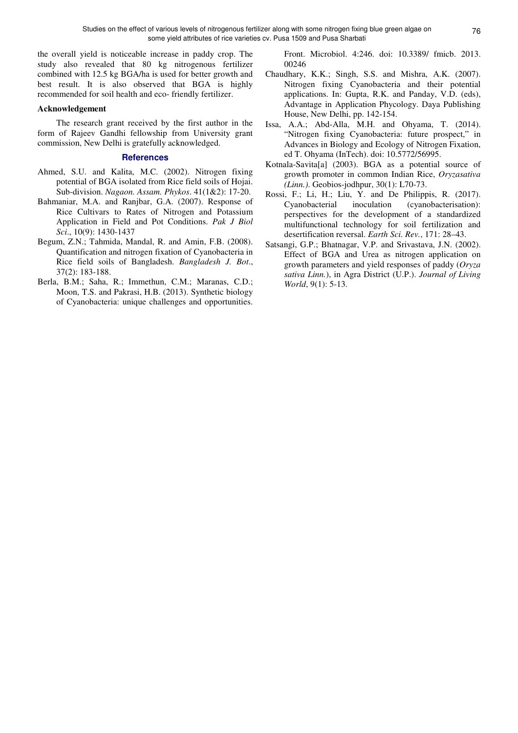the overall yield is noticeable increase in paddy crop. The study also revealed that 80 kg nitrogenous fertilizer combined with 12.5 kg BGA/ha is used for better growth and best result. It is also observed that BGA is highly recommended for soil health and eco- friendly fertilizer.

**Acknowledgement**

The research grant received by the first author in the form of Rajeev Gandhi fellowship from University grant commission, New Delhi is gratefully acknowledged.

## References

Ahmed, S.U. and Kalita, M.C. (2002). Nitrogen fixing potential of BGA isolated from Rice field soils of Hojai. Sub-division. *Nagaon. Assam. Phykos*. 41(1&2): 17-20.

Bahmaniar, M.A. and Ranjbar, G.A. (2007). Response of Rice Cultivars to Rates of Nitrogen and Potassium Application in Field and Pot Conditions. *Pak J Biol Sci*., 10(9): 1430-1437

Begum, Z.N.; Tahmida, Mandal, R. and Amin, F.B. (2008). Quantification and nitrogen fixation of Cyanobacteria in Rice field soils of Bangladesh. *Bangladesh J. Bot*., 37(2): 183-188.

Berla, B.M.; Saha, R.; Immethun, C.M.; Maranas, C.D.; Moon, T.S. and Pakrasi, H.B. (2013). Synthetic biology of Cyanobacteria: unique challenges and opportunities. Front. Microbiol. 4:246. doi: 10.3389/ fmicb. 2013. 00246

Chaudhary, K.K.; Singh, S.S. and Mishra, A.K. (2007). Nitrogen fixing Cyanobacteria and their potential applications. In: Gupta, R.K. and Panday, V.D. (eds), Advantage in Application Phycology. Daya Publishing House, New Delhi, pp. 142-154.

Issa, A.A.; Abd-Alla, M.H. and Ohyama, T. (2014). "Nitrogen fixing Cyanobacteria: future prospect," in Advances in Biology and Ecology of Nitrogen Fixation, ed T. Ohyama (InTech). doi: 10.5772/56995.

Kotnala-Savita[a] (2003). BGA as a potential source of growth promoter in common Indian Rice, *Oryzasativa (Linn.)*. Geobios-jodhpur, 30(1): L70-73.

Rossi, F.; Li, H.; Liu, Y. and De Philippis, R. (2017). Cyanobacterial inoculation (cyanobacterisation): perspectives for the development of a standardized multifunctional technology for soil fertilization and desertification reversal. *Earth Sci. Rev.*, 171: 28–43.

Satsangi, G.P.; Bhatnagar, V.P. and Srivastava, J.N. (2002). Effect of BGA and Urea as nitrogen application on growth parameters and yield responses of paddy (*Oryza sativa Linn.*), in Agra District (U.P.). *Journal of Living World*, 9(1): 5-13.